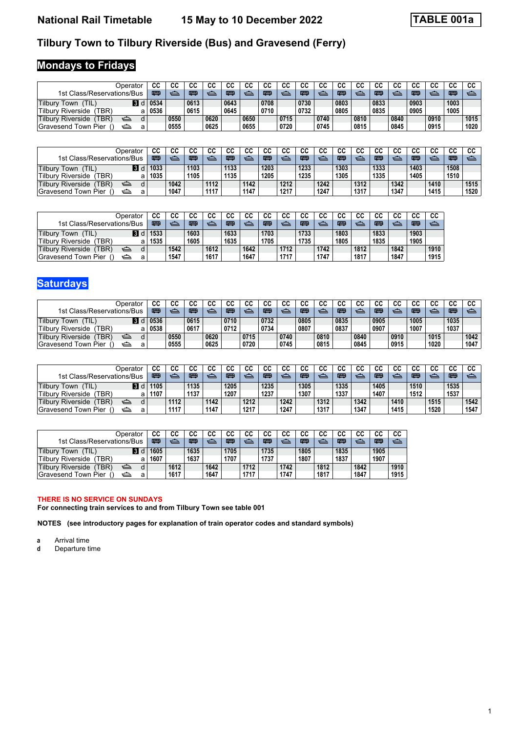# National Rail Timetable 15 May to 10 December 2022 TABLE 001a

## Tilbury Town to Tilbury Riverside (Bus) and Gravesend (Ferry)

## Mondays to Fridays

| Operator | | | CC | CC | CC | CC | CC | CC | CC | CC | CC | CC | CC | CC | CC | CC | CC | CC | CC | CC |
|---|---|---|---|---|---|---|---|---|---|---|---|---|---|---|---|---|---|---|---|---|
| 1st Class/Reservations/Bus | | | Bus | Ferry | Bus | Ferry | Bus | Ferry | Bus | Ferry | Bus | Ferry | Bus | Ferry | Bus | Ferry | Bus | Ferry | Bus | Ferry |
| Tilbury Town (TIL) | 3 | d | 0534 | | 0613 | | 0643 | | 0708 | | 0730 | | 0803 | | 0833 | | 0903 | | 1003 | |
| Tilbury Riverside (TBR) | | a | 0536 | | 0615 | | 0645 | | 0710 | | 0732 | | 0805 | | 0835 | | 0905 | | 1005 | |
| Tilbury Riverside (TBR) | Ferry | d | | 0550 | | 0620 | | 0650 | | 0715 | | 0740 | | 0810 | | 0840 | | 0910 | | 1015 |
| Gravesend Town Pier () | Ferry | a | | 0555 | | 0625 | | 0655 | | 0720 | | 0745 | | 0815 | | 0845 | | 0915 | | 1020 |

| Operator | | | CC | CC | CC | CC | CC | CC | CC | CC | CC | CC | CC | CC | CC | CC | CC | CC | CC | CC |
|---|---|---|---|---|---|---|---|---|---|---|---|---|---|---|---|---|---|---|---|---|
| 1st Class/Reservations/Bus | | | Bus | Ferry | Bus | Ferry | Bus | Ferry | Bus | Ferry | Bus | Ferry | Bus | Ferry | Bus | Ferry | Bus | Ferry | Bus | Ferry |
| Tilbury Town (TIL) | 3 | d | 1033 | | 1103 | | 1133 | | 1203 | | 1233 | | 1303 | | 1333 | | 1403 | | 1508 | |
| Tilbury Riverside (TBR) | | a | 1035 | | 1105 | | 1135 | | 1205 | | 1235 | | 1305 | | 1335 | | 1405 | | 1510 | |
| Tilbury Riverside (TBR) | Ferry | d | | 1042 | | 1112 | | 1142 | | 1212 | | 1242 | | 1312 | | 1342 | | 1410 | | 1515 |
| Gravesend Town Pier () | Ferry | a | | 1047 | | 1117 | | 1147 | | 1217 | | 1247 | | 1317 | | 1347 | | 1415 | | 1520 |

| Operator | | | CC | CC | CC | CC | CC | CC | CC | CC | CC | CC | CC | CC | CC | CC | CC | CC |
|---|---|---|---|---|---|---|---|---|---|---|---|---|---|---|---|---|---|---|
| 1st Class/Reservations/Bus | | | Bus | Ferry | Bus | Ferry | Bus | Ferry | Bus | Ferry | Bus | Ferry | Bus | Ferry | Bus | Ferry | Bus | Ferry |
| Tilbury Town (TIL) | 3 | d | 1533 | | 1603 | | 1633 | | 1703 | | 1733 | | 1803 | | 1833 | | 1903 | |
| Tilbury Riverside (TBR) | | a | 1535 | | 1605 | | 1635 | | 1705 | | 1735 | | 1805 | | 1835 | | 1905 | |
| Tilbury Riverside (TBR) | Ferry | d | | 1542 | | 1612 | | 1642 | | 1712 | | 1742 | | 1812 | | 1842 | | 1910 |
| Gravesend Town Pier () | Ferry | a | | 1547 | | 1617 | | 1647 | | 1717 | | 1747 | | 1817 | | 1847 | | 1915 |

## Saturdays

| Operator | | | CC | CC | CC | CC | CC | CC | CC | CC | CC | CC | CC | CC | CC | CC | CC | CC | CC | CC |
|---|---|---|---|---|---|---|---|---|---|---|---|---|---|---|---|---|---|---|---|---|
| 1st Class/Reservations/Bus | | | Bus | Ferry | Bus | Ferry | Bus | Ferry | Bus | Ferry | Bus | Ferry | Bus | Ferry | Bus | Ferry | Bus | Ferry | Bus | Ferry |
| Tilbury Town (TIL) | 3 | d | 0536 | | 0615 | | 0710 | | 0732 | | 0805 | | 0835 | | 0905 | | 1005 | | 1035 | |
| Tilbury Riverside (TBR) | | a | 0538 | | 0617 | | 0712 | | 0734 | | 0807 | | 0837 | | 0907 | | 1007 | | 1037 | |
| Tilbury Riverside (TBR) | Ferry | d | | 0550 | | 0620 | | 0715 | | 0740 | | 0810 | | 0840 | | 0910 | | 1015 | | 1042 |
| Gravesend Town Pier () | Ferry | a | | 0555 | | 0625 | | 0720 | | 0745 | | 0815 | | 0845 | | 0915 | | 1020 | | 1047 |

| Operator | | | CC | CC | CC | CC | CC | CC | CC | CC | CC | CC | CC | CC | CC | CC | CC | CC | CC | CC |
|---|---|---|---|---|---|---|---|---|---|---|---|---|---|---|---|---|---|---|---|---|
| 1st Class/Reservations/Bus | | | Bus | Ferry | Bus | Ferry | Bus | Ferry | Bus | Ferry | Bus | Ferry | Bus | Ferry | Bus | Ferry | Bus | Ferry | Bus | Ferry |
| Tilbury Town (TIL) | 3 | d | 1105 | | 1135 | | 1205 | | 1235 | | 1305 | | 1335 | | 1405 | | 1510 | | 1535 | |
| Tilbury Riverside (TBR) | | a | 1107 | | 1137 | | 1207 | | 1237 | | 1307 | | 1337 | | 1407 | | 1512 | | 1537 | |
| Tilbury Riverside (TBR) | Ferry | d | | 1112 | | 1142 | | 1212 | | 1242 | | 1312 | | 1342 | | 1410 | | 1515 | | 1542 |
| Gravesend Town Pier () | Ferry | a | | 1117 | | 1147 | | 1217 | | 1247 | | 1317 | | 1347 | | 1415 | | 1520 | | 1547 |

| Operator | | | CC | CC | CC | CC | CC | CC | CC | CC | CC | CC | CC | CC | CC | CC |
|---|---|---|---|---|---|---|---|---|---|---|---|---|---|---|---|---|
| 1st Class/Reservations/Bus | | | Bus | Ferry | Bus | Ferry | Bus | Ferry | Bus | Ferry | Bus | Ferry | Bus | Ferry | Bus | Ferry |
| Tilbury Town (TIL) | 3 | d | 1605 | | 1635 | | 1705 | | 1735 | | 1805 | | 1835 | | 1905 | |
| Tilbury Riverside (TBR) | | a | 1607 | | 1637 | | 1707 | | 1737 | | 1807 | | 1837 | | 1907 | |
| Tilbury Riverside (TBR) | Ferry | d | | 1612 | | 1642 | | 1712 | | 1742 | | 1812 | | 1842 | | 1910 |
| Gravesend Town Pier () | Ferry | a | | 1617 | | 1647 | | 1717 | | 1747 | | 1817 | | 1847 | | 1915 |

**THERE IS NO SERVICE ON SUNDAYS**

**For connecting train services to and from Tilbury Town see table 001**

**NOTES (see introductory pages for explanation of train operator codes and standard symbols)**

**a** Arrival time

**d** Departure time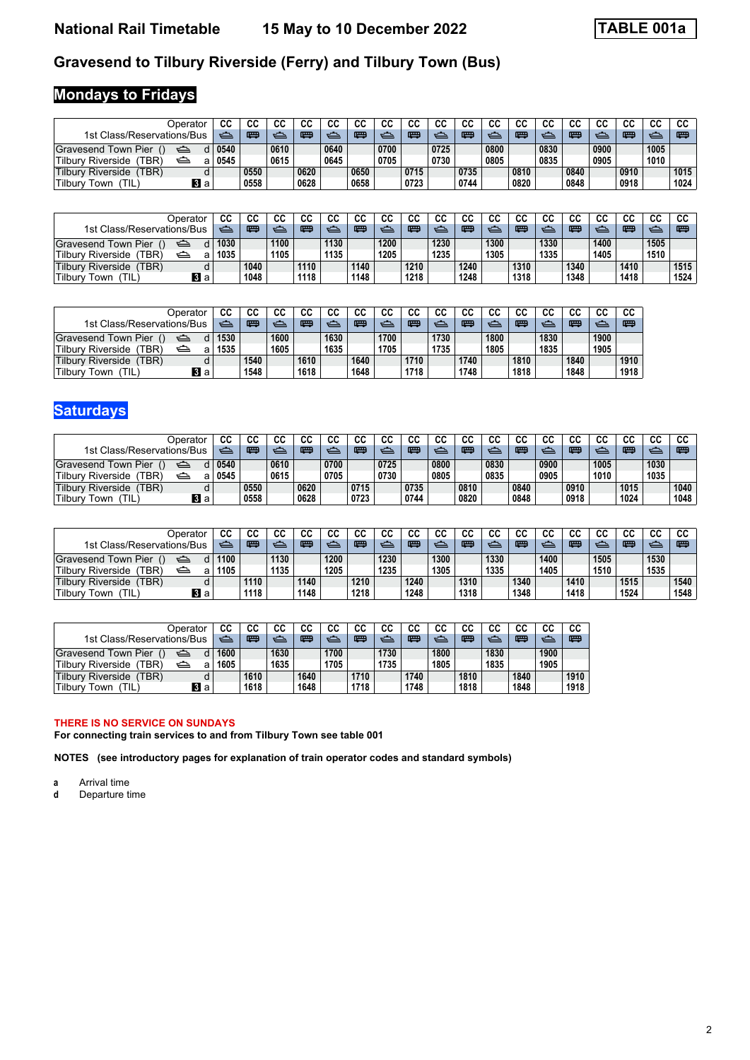# National Rail Timetable    15 May to 10 December 2022    TABLE 001a

## Gravesend to Tilbury Riverside (Ferry) and Tilbury Town (Bus)

### Mondays to Fridays

| Operator | | | CC | CC | CC | CC | CC | CC | CC | CC | CC | CC | CC | CC | CC | CC | CC | CC | CC | CC |
|---|---|---|---|---|---|---|---|---|---|---|---|---|---|---|---|---|---|---|---|---|
| 1st Class/Reservations/Bus | | | Ferry | Bus | Ferry | Bus | Ferry | Bus | Ferry | Bus | Ferry | Bus | Ferry | Bus | Ferry | Bus | Ferry | Bus | Ferry | Bus |
| Gravesend Town Pier () | Ferry | d | 0540 | | 0610 | | 0640 | | 0700 | | 0725 | | 0800 | | 0830 | | 0900 | | 1005 | |
| Tilbury Riverside (TBR) | Ferry | a | 0545 | | 0615 | | 0645 | | 0705 | | 0730 | | 0805 | | 0835 | | 0905 | | 1010 | |
| Tilbury Riverside (TBR) | | d | | 0550 | | 0620 | | 0650 | | 0715 | | 0735 | | 0810 | | 0840 | | 0910 | | 1015 |
| Tilbury Town (TIL) | 3 | a | | 0558 | | 0628 | | 0658 | | 0723 | | 0744 | | 0820 | | 0848 | | 0918 | | 1024 |

| Operator | | | CC | CC | CC | CC | CC | CC | CC | CC | CC | CC | CC | CC | CC | CC | CC | CC | CC | CC |
|---|---|---|---|---|---|---|---|---|---|---|---|---|---|---|---|---|---|---|---|---|
| 1st Class/Reservations/Bus | | | Ferry | Bus | Ferry | Bus | Ferry | Bus | Ferry | Bus | Ferry | Bus | Ferry | Bus | Ferry | Bus | Ferry | Bus | Ferry | Bus |
| Gravesend Town Pier () | Ferry | d | 1030 | | 1100 | | 1130 | | 1200 | | 1230 | | 1300 | | 1330 | | 1400 | | 1505 | |
| Tilbury Riverside (TBR) | Ferry | a | 1035 | | 1105 | | 1135 | | 1205 | | 1235 | | 1305 | | 1335 | | 1405 | | 1510 | |
| Tilbury Riverside (TBR) | | d | | 1040 | | 1110 | | 1140 | | 1210 | | 1240 | | 1310 | | 1340 | | 1410 | | 1515 |
| Tilbury Town (TIL) | 3 | a | | 1048 | | 1118 | | 1148 | | 1218 | | 1248 | | 1318 | | 1348 | | 1418 | | 1524 |

| Operator | | | CC | CC | CC | CC | CC | CC | CC | CC | CC | CC | CC | CC | CC | CC | CC | CC |
|---|---|---|---|---|---|---|---|---|---|---|---|---|---|---|---|---|---|---|
| 1st Class/Reservations/Bus | | | Ferry | Bus | Ferry | Bus | Ferry | Bus | Ferry | Bus | Ferry | Bus | Ferry | Bus | Ferry | Bus | Ferry | Bus |
| Gravesend Town Pier () | Ferry | d | 1530 | | 1600 | | 1630 | | 1700 | | 1730 | | 1800 | | 1830 | | 1900 | |
| Tilbury Riverside (TBR) | Ferry | a | 1535 | | 1605 | | 1635 | | 1705 | | 1735 | | 1805 | | 1835 | | 1905 | |
| Tilbury Riverside (TBR) | | d | | 1540 | | 1610 | | 1640 | | 1710 | | 1740 | | 1810 | | 1840 | | 1910 |
| Tilbury Town (TIL) | 3 | a | | 1548 | | 1618 | | 1648 | | 1718 | | 1748 | | 1818 | | 1848 | | 1918 |

### Saturdays

| Operator | | | CC | CC | CC | CC | CC | CC | CC | CC | CC | CC | CC | CC | CC | CC | CC | CC | CC | CC |
|---|---|---|---|---|---|---|---|---|---|---|---|---|---|---|---|---|---|---|---|---|
| 1st Class/Reservations/Bus | | | Ferry | Bus | Ferry | Bus | Ferry | Bus | Ferry | Bus | Ferry | Bus | Ferry | Bus | Ferry | Bus | Ferry | Bus | Ferry | Bus |
| Gravesend Town Pier () | Ferry | d | 0540 | | 0610 | | 0700 | | 0725 | | 0800 | | 0830 | | 0900 | | 1005 | | 1030 | |
| Tilbury Riverside (TBR) | Ferry | a | 0545 | | 0615 | | 0705 | | 0730 | | 0805 | | 0835 | | 0905 | | 1010 | | 1035 | |
| Tilbury Riverside (TBR) | | d | | 0550 | | 0620 | | 0715 | | 0735 | | 0810 | | 0840 | | 0910 | | 1015 | | 1040 |
| Tilbury Town (TIL) | 3 | a | | 0558 | | 0628 | | 0723 | | 0744 | | 0820 | | 0848 | | 0918 | | 1024 | | 1048 |

| Operator | | | CC | CC | CC | CC | CC | CC | CC | CC | CC | CC | CC | CC | CC | CC | CC | CC | CC | CC |
|---|---|---|---|---|---|---|---|---|---|---|---|---|---|---|---|---|---|---|---|---|
| 1st Class/Reservations/Bus | | | Ferry | Bus | Ferry | Bus | Ferry | Bus | Ferry | Bus | Ferry | Bus | Ferry | Bus | Ferry | Bus | Ferry | Bus | Ferry | Bus |
| Gravesend Town Pier () | Ferry | d | 1100 | | 1130 | | 1200 | | 1230 | | 1300 | | 1330 | | 1400 | | 1505 | | 1530 | |
| Tilbury Riverside (TBR) | Ferry | a | 1105 | | 1135 | | 1205 | | 1235 | | 1305 | | 1335 | | 1405 | | 1510 | | 1535 | |
| Tilbury Riverside (TBR) | | d | | 1110 | | 1140 | | 1210 | | 1240 | | 1310 | | 1340 | | 1410 | | 1515 | | 1540 |
| Tilbury Town (TIL) | 3 | a | | 1118 | | 1148 | | 1218 | | 1248 | | 1318 | | 1348 | | 1418 | | 1524 | | 1548 |

| Operator | | | CC | CC | CC | CC | CC | CC | CC | CC | CC | CC | CC | CC | CC | CC |
|---|---|---|---|---|---|---|---|---|---|---|---|---|---|---|---|---|
| 1st Class/Reservations/Bus | | | Ferry | Bus | Ferry | Bus | Ferry | Bus | Ferry | Bus | Ferry | Bus | Ferry | Bus | Ferry | Bus |
| Gravesend Town Pier () | Ferry | d | 1600 | | 1630 | | 1700 | | 1730 | | 1800 | | 1830 | | 1900 | |
| Tilbury Riverside (TBR) | Ferry | a | 1605 | | 1635 | | 1705 | | 1735 | | 1805 | | 1835 | | 1905 | |
| Tilbury Riverside (TBR) | | d | | 1610 | | 1640 | | 1710 | | 1740 | | 1810 | | 1840 | | 1910 |
| Tilbury Town (TIL) | 3 | a | | 1618 | | 1648 | | 1718 | | 1748 | | 1818 | | 1848 | | 1918 |

**THERE IS NO SERVICE ON SUNDAYS**

**For connecting train services to and from Tilbury Town see table 001**

**NOTES (see introductory pages for explanation of train operator codes and standard symbols)**

**a** Arrival time

**d** Departure time